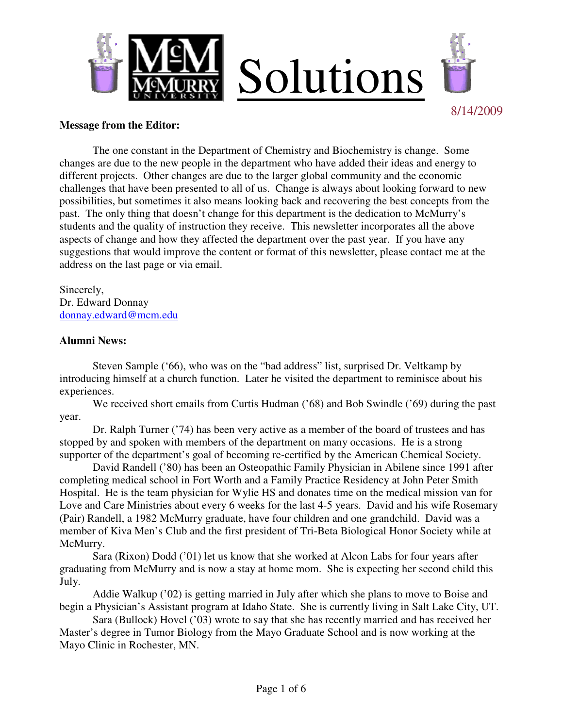# Solutions

8/14/2009

**Message from the Editor:**

The one constant in the Department of Chemistry and Biochemistry is change. Some changes are due to the new people in the department who have added their ideas and energy to different projects. Other changes are due to the larger global community and the economic challenges that have been presented to all of us. Change is always about looking forward to new possibilities, but sometimes it also means looking back and recovering the best concepts from the past. The only thing that doesn't change for this department is the dedication to McMurry's students and the quality of instruction they receive. This newsletter incorporates all the above aspects of change and how they affected the department over the past year. If you have any suggestions that would improve the content or format of this newsletter, please contact me at the address on the last page or via email.

Sincerely,
Dr. Edward Donnay
donnay.edward@mcm.edu

**Alumni News:**

Steven Sample ('66), who was on the "bad address" list, surprised Dr. Veltkamp by introducing himself at a church function. Later he visited the department to reminisce about his experiences.

We received short emails from Curtis Hudman ('68) and Bob Swindle ('69) during the past year.

Dr. Ralph Turner ('74) has been very active as a member of the board of trustees and has stopped by and spoken with members of the department on many occasions. He is a strong supporter of the department's goal of becoming re-certified by the American Chemical Society.

David Randell ('80) has been an Osteopathic Family Physician in Abilene since 1991 after completing medical school in Fort Worth and a Family Practice Residency at John Peter Smith Hospital. He is the team physician for Wylie HS and donates time on the medical mission van for Love and Care Ministries about every 6 weeks for the last 4-5 years. David and his wife Rosemary (Pair) Randell, a 1982 McMurry graduate, have four children and one grandchild. David was a member of Kiva Men's Club and the first president of Tri-Beta Biological Honor Society while at McMurry.

Sara (Rixon) Dodd ('01) let us know that she worked at Alcon Labs for four years after graduating from McMurry and is now a stay at home mom. She is expecting her second child this July.

Addie Walkup ('02) is getting married in July after which she plans to move to Boise and begin a Physician's Assistant program at Idaho State. She is currently living in Salt Lake City, UT.

Sara (Bullock) Hovel ('03) wrote to say that she has recently married and has received her Master's degree in Tumor Biology from the Mayo Graduate School and is now working at the Mayo Clinic in Rochester, MN.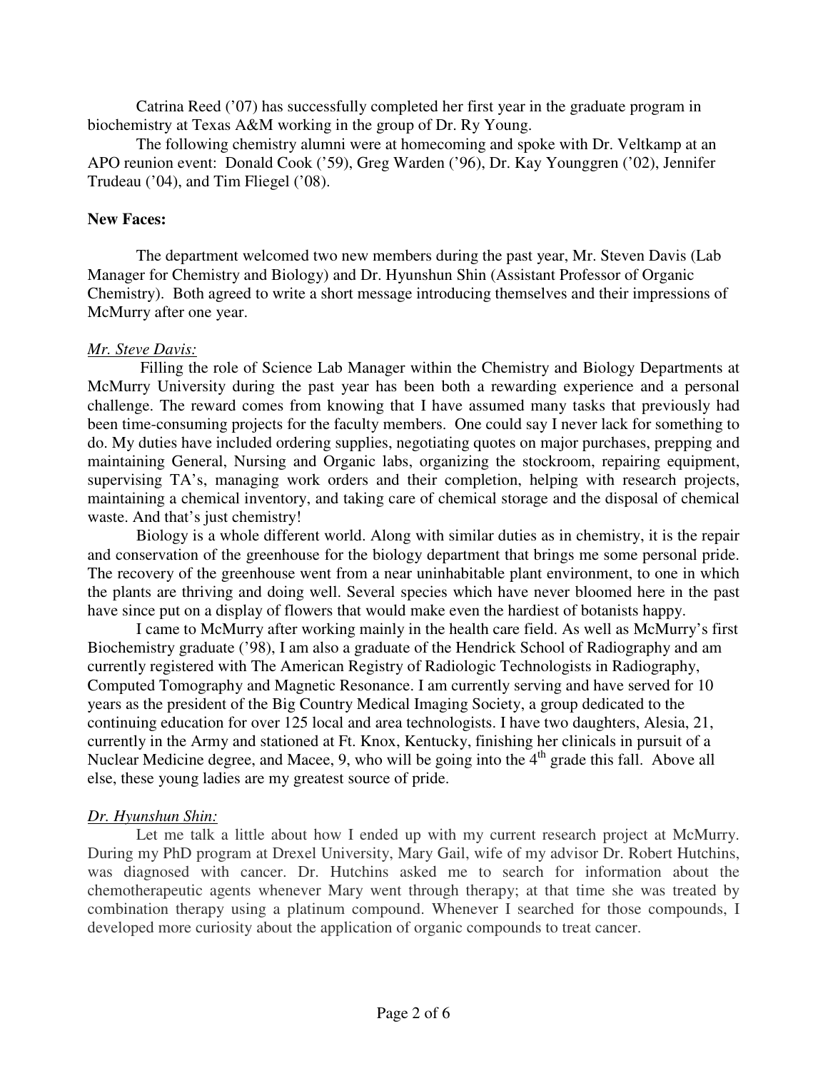Catrina Reed ('07) has successfully completed her first year in the graduate program in biochemistry at Texas A&M working in the group of Dr. Ry Young.

The following chemistry alumni were at homecoming and spoke with Dr. Veltkamp at an APO reunion event: Donald Cook ('59), Greg Warden ('96), Dr. Kay Younggren ('02), Jennifer Trudeau ('04), and Tim Fliegel ('08).

**New Faces:**

The department welcomed two new members during the past year, Mr. Steven Davis (Lab Manager for Chemistry and Biology) and Dr. Hyunshun Shin (Assistant Professor of Organic Chemistry). Both agreed to write a short message introducing themselves and their impressions of McMurry after one year.

*Mr. Steve Davis:*

Filling the role of Science Lab Manager within the Chemistry and Biology Departments at McMurry University during the past year has been both a rewarding experience and a personal challenge. The reward comes from knowing that I have assumed many tasks that previously had been time-consuming projects for the faculty members. One could say I never lack for something to do. My duties have included ordering supplies, negotiating quotes on major purchases, prepping and maintaining General, Nursing and Organic labs, organizing the stockroom, repairing equipment, supervising TA's, managing work orders and their completion, helping with research projects, maintaining a chemical inventory, and taking care of chemical storage and the disposal of chemical waste. And that's just chemistry!

Biology is a whole different world. Along with similar duties as in chemistry, it is the repair and conservation of the greenhouse for the biology department that brings me some personal pride. The recovery of the greenhouse went from a near uninhabitable plant environment, to one in which the plants are thriving and doing well. Several species which have never bloomed here in the past have since put on a display of flowers that would make even the hardiest of botanists happy.

I came to McMurry after working mainly in the health care field. As well as McMurry's first Biochemistry graduate ('98), I am also a graduate of the Hendrick School of Radiography and am currently registered with The American Registry of Radiologic Technologists in Radiography, Computed Tomography and Magnetic Resonance. I am currently serving and have served for 10 years as the president of the Big Country Medical Imaging Society, a group dedicated to the continuing education for over 125 local and area technologists. I have two daughters, Alesia, 21, currently in the Army and stationed at Ft. Knox, Kentucky, finishing her clinicals in pursuit of a Nuclear Medicine degree, and Macee, 9, who will be going into the 4th grade this fall. Above all else, these young ladies are my greatest source of pride.

*Dr. Hyunshun Shin:*

Let me talk a little about how I ended up with my current research project at McMurry. During my PhD program at Drexel University, Mary Gail, wife of my advisor Dr. Robert Hutchins, was diagnosed with cancer. Dr. Hutchins asked me to search for information about the chemotherapeutic agents whenever Mary went through therapy; at that time she was treated by combination therapy using a platinum compound. Whenever I searched for those compounds, I developed more curiosity about the application of organic compounds to treat cancer.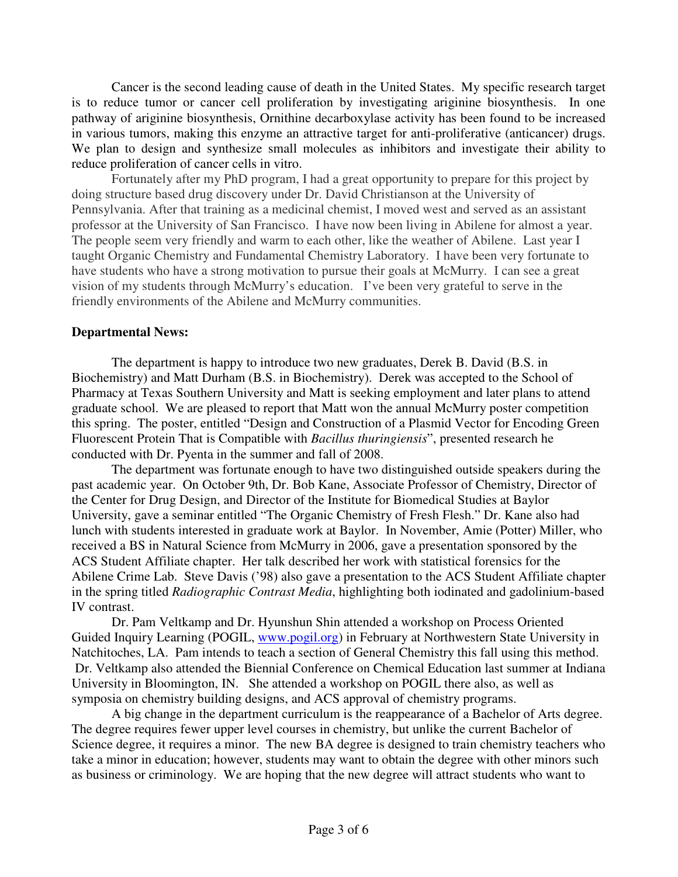Cancer is the second leading cause of death in the United States. My specific research target is to reduce tumor or cancer cell proliferation by investigating ariginine biosynthesis. In one pathway of ariginine biosynthesis, Ornithine decarboxylase activity has been found to be increased in various tumors, making this enzyme an attractive target for anti-proliferative (anticancer) drugs. We plan to design and synthesize small molecules as inhibitors and investigate their ability to reduce proliferation of cancer cells in vitro.

Fortunately after my PhD program, I had a great opportunity to prepare for this project by doing structure based drug discovery under Dr. David Christianson at the University of Pennsylvania. After that training as a medicinal chemist, I moved west and served as an assistant professor at the University of San Francisco. I have now been living in Abilene for almost a year. The people seem very friendly and warm to each other, like the weather of Abilene. Last year I taught Organic Chemistry and Fundamental Chemistry Laboratory. I have been very fortunate to have students who have a strong motivation to pursue their goals at McMurry. I can see a great vision of my students through McMurry's education. I've been very grateful to serve in the friendly environments of the Abilene and McMurry communities.

**Departmental News:**

The department is happy to introduce two new graduates, Derek B. David (B.S. in Biochemistry) and Matt Durham (B.S. in Biochemistry). Derek was accepted to the School of Pharmacy at Texas Southern University and Matt is seeking employment and later plans to attend graduate school. We are pleased to report that Matt won the annual McMurry poster competition this spring. The poster, entitled "Design and Construction of a Plasmid Vector for Encoding Green Fluorescent Protein That is Compatible with *Bacillus thuringiensis*", presented research he conducted with Dr. Pyenta in the summer and fall of 2008.

The department was fortunate enough to have two distinguished outside speakers during the past academic year. On October 9th, Dr. Bob Kane, Associate Professor of Chemistry, Director of the Center for Drug Design, and Director of the Institute for Biomedical Studies at Baylor University, gave a seminar entitled "The Organic Chemistry of Fresh Flesh." Dr. Kane also had lunch with students interested in graduate work at Baylor. In November, Amie (Potter) Miller, who received a BS in Natural Science from McMurry in 2006, gave a presentation sponsored by the ACS Student Affiliate chapter. Her talk described her work with statistical forensics for the Abilene Crime Lab. Steve Davis ('98) also gave a presentation to the ACS Student Affiliate chapter in the spring titled *Radiographic Contrast Media*, highlighting both iodinated and gadolinium-based IV contrast.

Dr. Pam Veltkamp and Dr. Hyunshun Shin attended a workshop on Process Oriented Guided Inquiry Learning (POGIL, www.pogil.org) in February at Northwestern State University in Natchitoches, LA. Pam intends to teach a section of General Chemistry this fall using this method. Dr. Veltkamp also attended the Biennial Conference on Chemical Education last summer at Indiana University in Bloomington, IN. She attended a workshop on POGIL there also, as well as symposia on chemistry building designs, and ACS approval of chemistry programs.

A big change in the department curriculum is the reappearance of a Bachelor of Arts degree. The degree requires fewer upper level courses in chemistry, but unlike the current Bachelor of Science degree, it requires a minor. The new BA degree is designed to train chemistry teachers who take a minor in education; however, students may want to obtain the degree with other minors such as business or criminology. We are hoping that the new degree will attract students who want to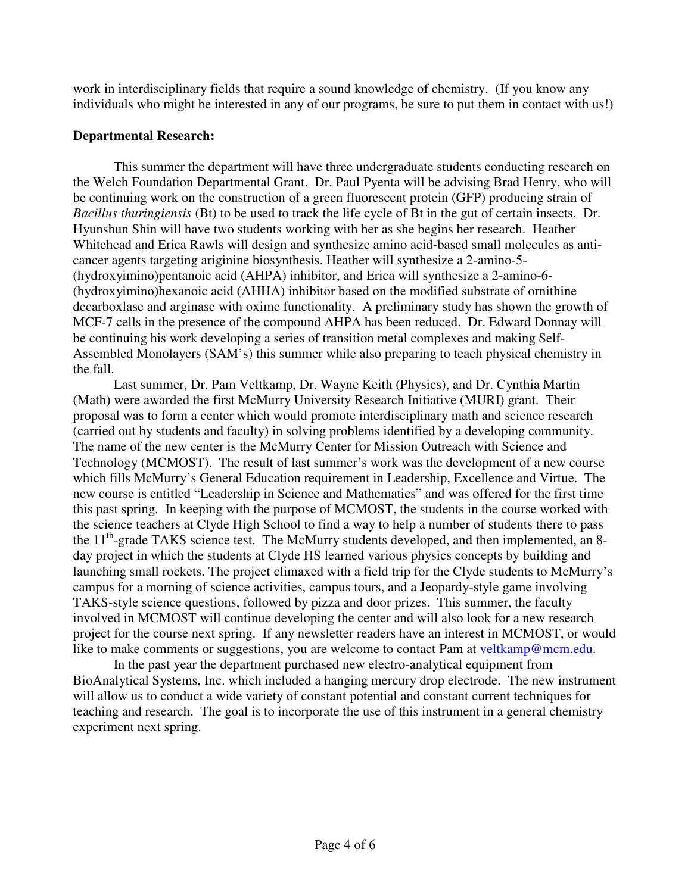work in interdisciplinary fields that require a sound knowledge of chemistry. (If you know any individuals who might be interested in any of our programs, be sure to put them in contact with us!)

**Departmental Research:**

This summer the department will have three undergraduate students conducting research on the Welch Foundation Departmental Grant. Dr. Paul Pyenta will be advising Brad Henry, who will be continuing work on the construction of a green fluorescent protein (GFP) producing strain of *Bacillus thuringiensis* (Bt) to be used to track the life cycle of Bt in the gut of certain insects. Dr. Hyunshun Shin will have two students working with her as she begins her research. Heather Whitehead and Erica Rawls will design and synthesize amino acid-based small molecules as anti-cancer agents targeting ariginine biosynthesis. Heather will synthesize a 2-amino-5-(hydroxyimino)pentanoic acid (AHPA) inhibitor, and Erica will synthesize a 2-amino-6-(hydroxyimino)hexanoic acid (AHHA) inhibitor based on the modified substrate of ornithine decarboxlase and arginase with oxime functionality. A preliminary study has shown the growth of MCF-7 cells in the presence of the compound AHPA has been reduced. Dr. Edward Donnay will be continuing his work developing a series of transition metal complexes and making Self-Assembled Monolayers (SAM's) this summer while also preparing to teach physical chemistry in the fall.

Last summer, Dr. Pam Veltkamp, Dr. Wayne Keith (Physics), and Dr. Cynthia Martin (Math) were awarded the first McMurry University Research Initiative (MURI) grant. Their proposal was to form a center which would promote interdisciplinary math and science research (carried out by students and faculty) in solving problems identified by a developing community. The name of the new center is the McMurry Center for Mission Outreach with Science and Technology (MCMOST). The result of last summer's work was the development of a new course which fills McMurry's General Education requirement in Leadership, Excellence and Virtue. The new course is entitled "Leadership in Science and Mathematics" and was offered for the first time this past spring. In keeping with the purpose of MCMOST, the students in the course worked with the science teachers at Clyde High School to find a way to help a number of students there to pass the 11th-grade TAKS science test. The McMurry students developed, and then implemented, an 8-day project in which the students at Clyde HS learned various physics concepts by building and launching small rockets. The project climaxed with a field trip for the Clyde students to McMurry's campus for a morning of science activities, campus tours, and a Jeopardy-style game involving TAKS-style science questions, followed by pizza and door prizes. This summer, the faculty involved in MCMOST will continue developing the center and will also look for a new research project for the course next spring. If any newsletter readers have an interest in MCMOST, or would like to make comments or suggestions, you are welcome to contact Pam at veltkamp@mcm.edu.

In the past year the department purchased new electro-analytical equipment from BioAnalytical Systems, Inc. which included a hanging mercury drop electrode. The new instrument will allow us to conduct a wide variety of constant potential and constant current techniques for teaching and research. The goal is to incorporate the use of this instrument in a general chemistry experiment next spring.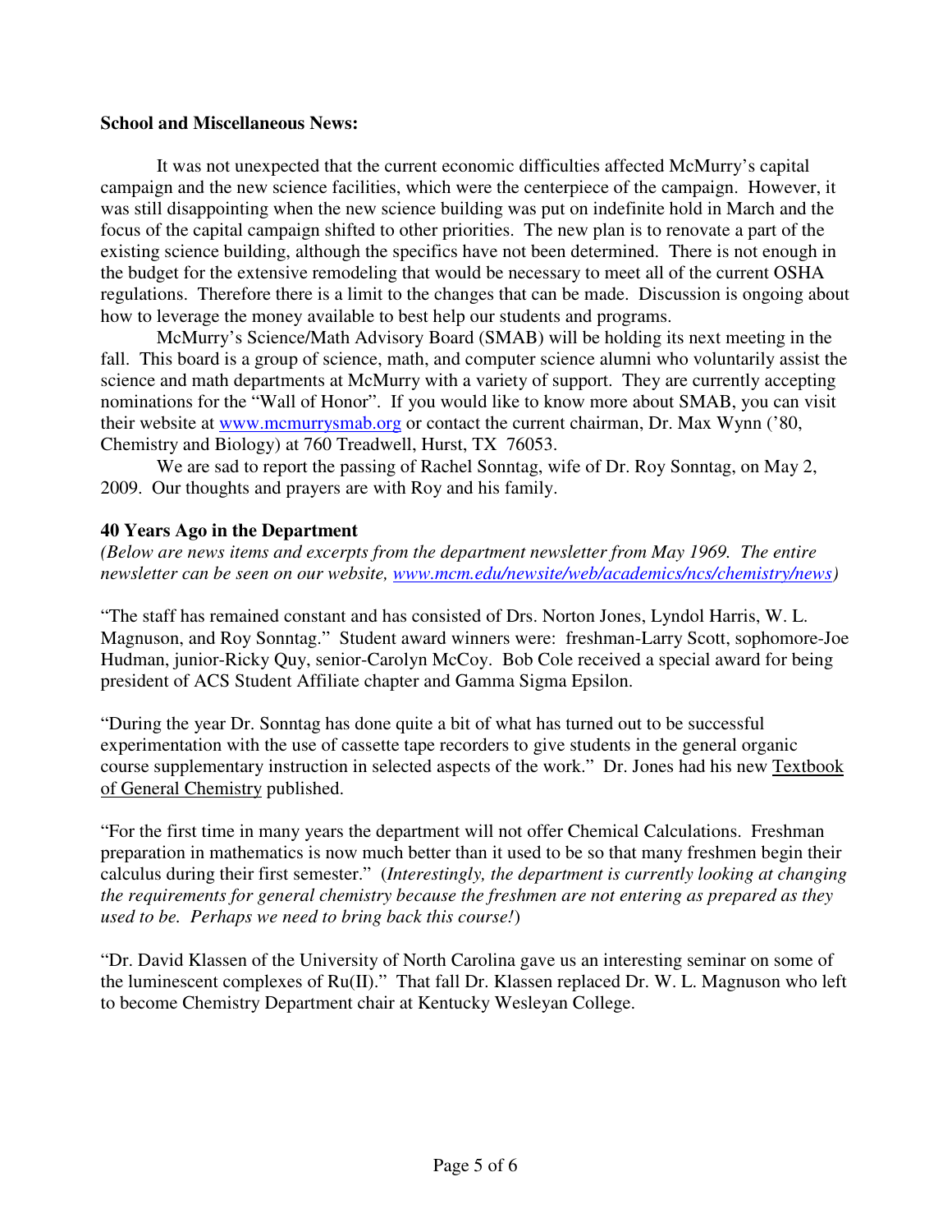**School and Miscellaneous News:**

It was not unexpected that the current economic difficulties affected McMurry's capital campaign and the new science facilities, which were the centerpiece of the campaign. However, it was still disappointing when the new science building was put on indefinite hold in March and the focus of the capital campaign shifted to other priorities. The new plan is to renovate a part of the existing science building, although the specifics have not been determined. There is not enough in the budget for the extensive remodeling that would be necessary to meet all of the current OSHA regulations. Therefore there is a limit to the changes that can be made. Discussion is ongoing about how to leverage the money available to best help our students and programs.

McMurry's Science/Math Advisory Board (SMAB) will be holding its next meeting in the fall. This board is a group of science, math, and computer science alumni who voluntarily assist the science and math departments at McMurry with a variety of support. They are currently accepting nominations for the "Wall of Honor". If you would like to know more about SMAB, you can visit their website at [www.mcmurrysmab.org](http://www.mcmurrysmab.org) or contact the current chairman, Dr. Max Wynn ('80, Chemistry and Biology) at 760 Treadwell, Hurst, TX 76053.

We are sad to report the passing of Rachel Sonntag, wife of Dr. Roy Sonntag, on May 2, 2009. Our thoughts and prayers are with Roy and his family.

**40 Years Ago in the Department**

*(Below are news items and excerpts from the department newsletter from May 1969. The entire newsletter can be seen on our website, [www.mcm.edu/newsite/web/academics/ncs/chemistry/news](http://www.mcm.edu/newsite/web/academics/ncs/chemistry/news))*

"The staff has remained constant and has consisted of Drs. Norton Jones, Lyndol Harris, W. L. Magnuson, and Roy Sonntag." Student award winners were: freshman-Larry Scott, sophomore-Joe Hudman, junior-Ricky Quy, senior-Carolyn McCoy. Bob Cole received a special award for being president of ACS Student Affiliate chapter and Gamma Sigma Epsilon.

"During the year Dr. Sonntag has done quite a bit of what has turned out to be successful experimentation with the use of cassette tape recorders to give students in the general organic course supplementary instruction in selected aspects of the work." Dr. Jones had his new Textbook of General Chemistry published.

"For the first time in many years the department will not offer Chemical Calculations. Freshman preparation in mathematics is now much better than it used to be so that many freshmen begin their calculus during their first semester." (*Interestingly, the department is currently looking at changing the requirements for general chemistry because the freshmen are not entering as prepared as they used to be. Perhaps we need to bring back this course!*)

"Dr. David Klassen of the University of North Carolina gave us an interesting seminar on some of the luminescent complexes of Ru(II)." That fall Dr. Klassen replaced Dr. W. L. Magnuson who left to become Chemistry Department chair at Kentucky Wesleyan College.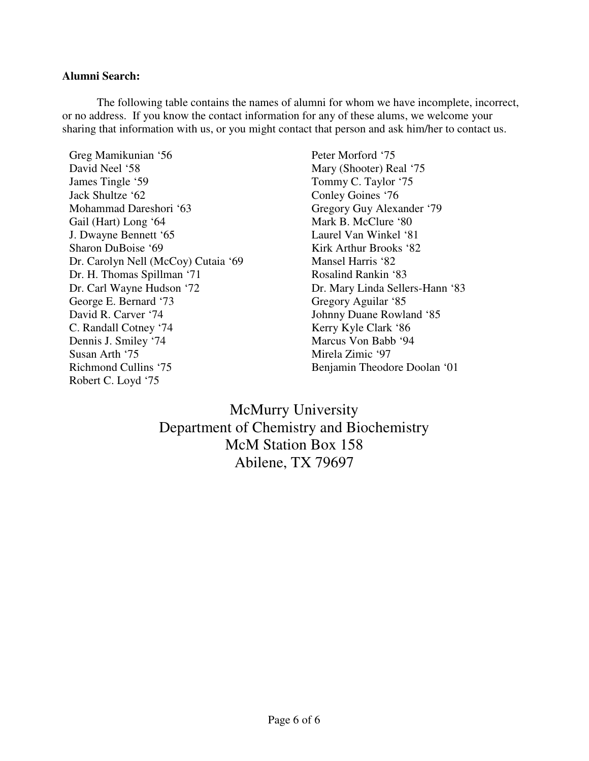**Alumni Search:**

The following table contains the names of alumni for whom we have incomplete, incorrect, or no address. If you know the contact information for any of these alums, we welcome your sharing that information with us, or you might contact that person and ask him/her to contact us.

Greg Mamikunian '56
David Neel '58
James Tingle '59
Jack Shultze '62
Mohammad Dareshori '63
Gail (Hart) Long '64
J. Dwayne Bennett '65
Sharon DuBoise '69
Dr. Carolyn Nell (McCoy) Cutaia '69
Dr. H. Thomas Spillman '71
Dr. Carl Wayne Hudson '72
George E. Bernard '73
David R. Carver '74
C. Randall Cotney '74
Dennis J. Smiley '74
Susan Arth '75
Richmond Cullins '75
Robert C. Loyd '75
Peter Morford '75
Mary (Shooter) Real '75
Tommy C. Taylor '75
Conley Goines '76
Gregory Guy Alexander '79
Mark B. McClure '80
Laurel Van Winkel '81
Kirk Arthur Brooks '82
Mansel Harris '82
Rosalind Rankin '83
Dr. Mary Linda Sellers-Hann '83
Gregory Aguilar '85
Johnny Duane Rowland '85
Kerry Kyle Clark '86
Marcus Von Babb '94
Mirela Zimic '97
Benjamin Theodore Doolan '01

McMurry University
Department of Chemistry and Biochemistry
McM Station Box 158
Abilene, TX 79697